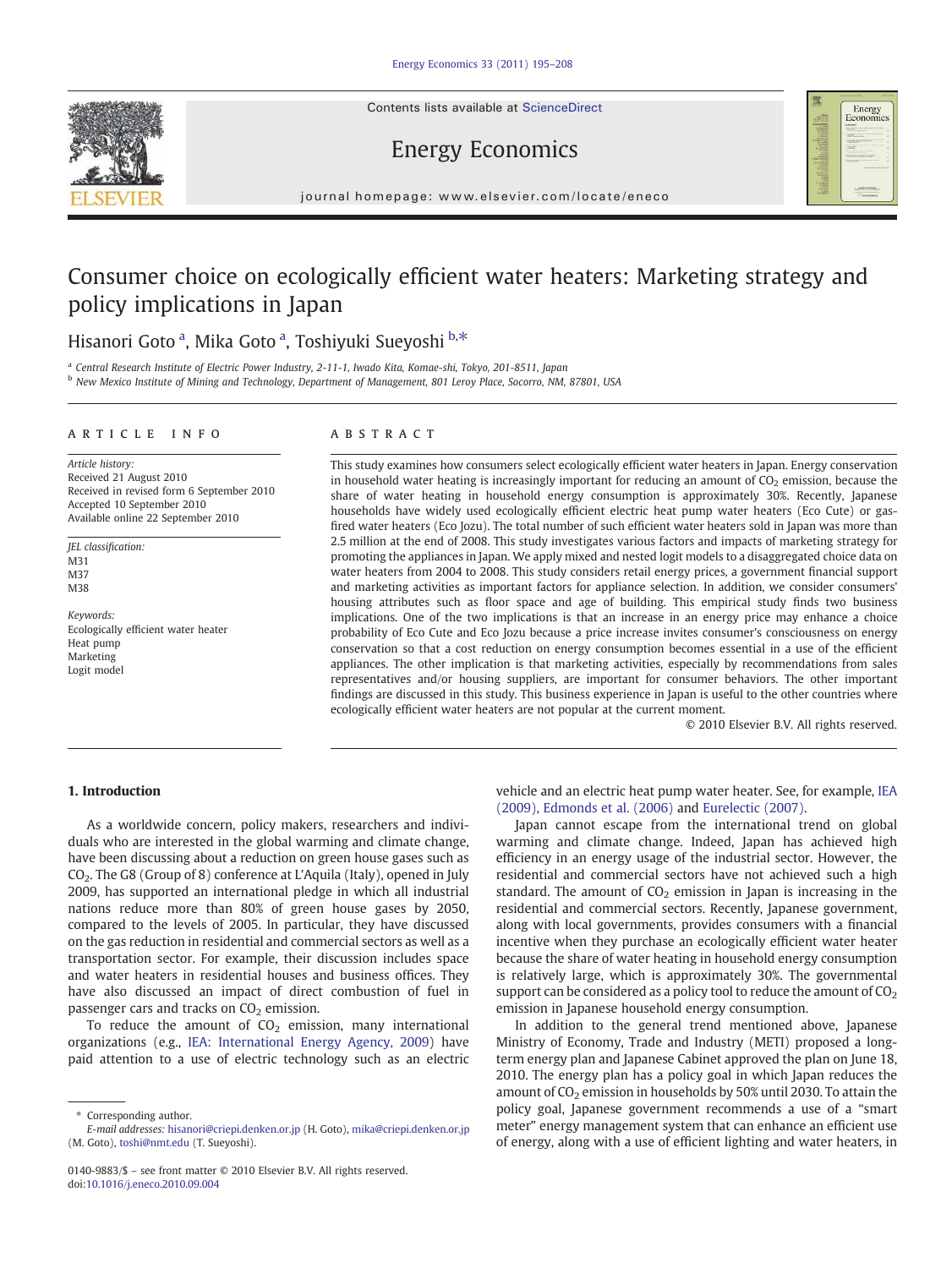# Consumer choice on ecologically efficient water heaters: Marketing strategy and policy implications in Japan

Hisanori Goto [a], Mika Goto [a], Toshiyuki Sueyoshi [b,*]

[a] Central Research Institute of Electric Power Industry, 2-11-1, Iwado Kita, Komae-shi, Tokyo, 201-8511, Japan

[b] New Mexico Institute of Mining and Technology, Department of Management, 801 Leroy Place, Socorro, NM, 87801, USA

## ARTICLE INFO

*Article history:*
Received 21 August 2010
Received in revised form 6 September 2010
Accepted 10 September 2010
Available online 22 September 2010

*JEL classification:*
M31
M37
M38

*Keywords:*
Ecologically efficient water heater
Heat pump
Marketing
Logit model

## ABSTRACT

This study examines how consumers select ecologically efficient water heaters in Japan. Energy conservation in household water heating is increasingly important for reducing an amount of $CO_2$ emission, because the share of water heating in household energy consumption is approximately 30%. Recently, Japanese households have widely used ecologically efficient electric heat pump water heaters (Eco Cute) or gas-fired water heaters (Eco Jozu). The total number of such efficient water heaters sold in Japan was more than 2.5 million at the end of 2008. This study investigates various factors and impacts of marketing strategy for promoting the appliances in Japan. We apply mixed and nested logit models to a disaggregated choice data on water heaters from 2004 to 2008. This study considers retail energy prices, a government financial support and marketing activities as important factors for appliance selection. In addition, we consider consumers' housing attributes such as floor space and age of building. This empirical study finds two business implications. One of the two implications is that an increase in an energy price may enhance a choice probability of Eco Cute and Eco Jozu because a price increase invites consumer's consciousness on energy conservation so that a cost reduction on energy consumption becomes essential in a use of the efficient appliances. The other implication is that marketing activities, especially by recommendations from sales representatives and/or housing suppliers, are important for consumer behaviors. The other important findings are discussed in this study. This business experience in Japan is useful to the other countries where ecologically efficient water heaters are not popular at the current moment.

© 2010 Elsevier B.V. All rights reserved.

## 1. Introduction

As a worldwide concern, policy makers, researchers and individuals who are interested in the global warming and climate change, have been discussing about a reduction on green house gases such as $CO_2$. The G8 (Group of 8) conference at L'Aquila (Italy), opened in July 2009, has supported an international pledge in which all industrial nations reduce more than 80% of green house gases by 2050, compared to the levels of 2005. In particular, they have discussed on the gas reduction in residential and commercial sectors as well as a transportation sector. For example, their discussion includes space and water heaters in residential houses and business offices. They have also discussed an impact of direct combustion of fuel in passenger cars and tracks on $CO_2$ emission.

To reduce the amount of $CO_2$ emission, many international organizations (e.g., IEA: International Energy Agency, 2009) have paid attention to a use of electric technology such as an electric vehicle and an electric heat pump water heater. See, for example, IEA (2009), Edmonds et al. (2006) and Eurelectric (2007).

Japan cannot escape from the international trend on global warming and climate change. Indeed, Japan has achieved high efficiency in an energy usage of the industrial sector. However, the residential and commercial sectors have not achieved such a high standard. The amount of $CO_2$ emission in Japan is increasing in the residential and commercial sectors. Recently, Japanese government, along with local governments, provides consumers with a financial incentive when they purchase an ecologically efficient water heater because the share of water heating in household energy consumption is relatively large, which is approximately 30%. The governmental support can be considered as a policy tool to reduce the amount of $CO_2$ emission in Japanese household energy consumption.

In addition to the general trend mentioned above, Japanese Ministry of Economy, Trade and Industry (METI) proposed a long-term energy plan and Japanese Cabinet approved the plan on June 18, 2010. The energy plan has a policy goal in which Japan reduces the amount of $CO_2$ emission in households by 50% until 2030. To attain the policy goal, Japanese government recommends a use of a "smart meter" energy management system that can enhance an efficient use of energy, along with a use of efficient lighting and water heaters, in

\* Corresponding author.
*E-mail addresses:* hisanori@criepi.denken.or.jp (H. Goto), mika@criepi.denken.or.jp (M. Goto), toshi@nmt.edu (T. Sueyoshi).

0140-9883/$ – see front matter © 2010 Elsevier B.V. All rights reserved.
doi:10.1016/j.eneco.2010.09.004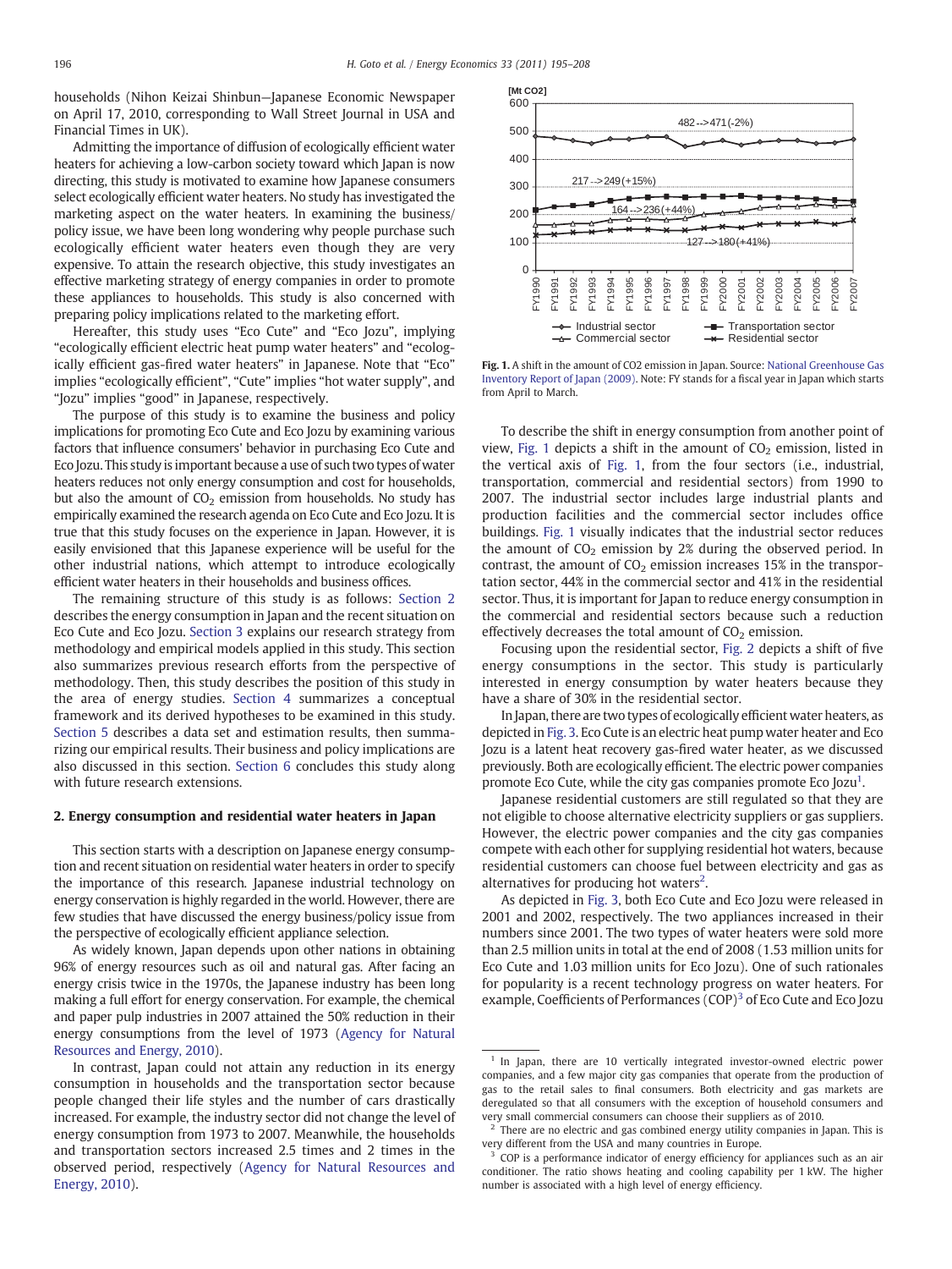households (Nihon Keizai Shinbun—Japanese Economic Newspaper on April 17, 2010, corresponding to Wall Street Journal in USA and Financial Times in UK).

Admitting the importance of diffusion of ecologically efficient water heaters for achieving a low-carbon society toward which Japan is now directing, this study is motivated to examine how Japanese consumers select ecologically efficient water heaters. No study has investigated the marketing aspect on the water heaters. In examining the business/policy issue, we have been long wondering why people purchase such ecologically efficient water heaters even though they are very expensive. To attain the research objective, this study investigates an effective marketing strategy of energy companies in order to promote these appliances to households. This study is also concerned with preparing policy implications related to the marketing effort.

Hereafter, this study uses "Eco Cute" and "Eco Jozu", implying "ecologically efficient electric heat pump water heaters" and "ecologically efficient gas-fired water heaters" in Japanese. Note that "Eco" implies "ecologically efficient", "Cute" implies "hot water supply", and "Jozu" implies "good" in Japanese, respectively.

The purpose of this study is to examine the business and policy implications for promoting Eco Cute and Eco Jozu by examining various factors that influence consumers' behavior in purchasing Eco Cute and Eco Jozu. This study is important because a use of such two types of water heaters reduces not only energy consumption and cost for households, but also the amount of $CO_2$ emission from households. No study has empirically examined the research agenda on Eco Cute and Eco Jozu. It is true that this study focuses on the experience in Japan. However, it is easily envisioned that this Japanese experience will be useful for the other industrial nations, which attempt to introduce ecologically efficient water heaters in their households and business offices.

The remaining structure of this study is as follows: Section 2 describes the energy consumption in Japan and the recent situation on Eco Cute and Eco Jozu. Section 3 explains our research strategy from methodology and empirical models applied in this study. This section also summarizes previous research efforts from the perspective of methodology. Then, this study describes the position of this study in the area of energy studies. Section 4 summarizes a conceptual framework and its derived hypotheses to be examined in this study. Section 5 describes a data set and estimation results, then summarizing our empirical results. Their business and policy implications are also discussed in this section. Section 6 concludes this study along with future research extensions.

## 2. Energy consumption and residential water heaters in Japan

This section starts with a description on Japanese energy consumption and recent situation on residential water heaters in order to specify the importance of this research. Japanese industrial technology on energy conservation is highly regarded in the world. However, there are few studies that have discussed the energy business/policy issue from the perspective of ecologically efficient appliance selection.

As widely known, Japan depends upon other nations in obtaining 96% of energy resources such as oil and natural gas. After facing an energy crisis twice in the 1970s, the Japanese industry has been long making a full effort for energy conservation. For example, the chemical and paper pulp industries in 2007 attained the 50% reduction in their energy consumptions from the level of 1973 (Agency for Natural Resources and Energy, 2010).

In contrast, Japan could not attain any reduction in its energy consumption in households and the transportation sector because people changed their life styles and the number of cars drastically increased. For example, the industry sector did not change the level of energy consumption from 1973 to 2007. Meanwhile, the households and transportation sectors increased 2.5 times and 2 times in the observed period, respectively (Agency for Natural Resources and Energy, 2010).

**Fig. 1.** A shift in the amount of CO2 emission in Japan. Source: National Greenhouse Gas Inventory Report of Japan (2009). Note: FY stands for a fiscal year in Japan which starts from April to March.

To describe the shift in energy consumption from another point of view, Fig. 1 depicts a shift in the amount of $CO_2$ emission, listed in the vertical axis of Fig. 1, from the four sectors (i.e., industrial, transportation, commercial and residential sectors) from 1990 to 2007. The industrial sector includes large industrial plants and production facilities and the commercial sector includes office buildings. Fig. 1 visually indicates that the industrial sector reduces the amount of $CO_2$ emission by 2% during the observed period. In contrast, the amount of $CO_2$ emission increases 15% in the transportation sector, 44% in the commercial sector and 41% in the residential sector. Thus, it is important for Japan to reduce energy consumption in the commercial and residential sectors because such a reduction effectively decreases the total amount of $CO_2$ emission.

Focusing upon the residential sector, Fig. 2 depicts a shift of five energy consumptions in the sector. This study is particularly interested in energy consumption by water heaters because they have a share of 30% in the residential sector.

In Japan, there are two types of ecologically efficient water heaters, as depicted in Fig. 3. Eco Cute is an electric heat pump water heater and Eco Jozu is a latent heat recovery gas-fired water heater, as we discussed previously. Both are ecologically efficient. The electric power companies promote Eco Cute, while the city gas companies promote Eco Jozu[1].

Japanese residential customers are still regulated so that they are not eligible to choose alternative electricity suppliers or gas suppliers. However, the electric power companies and the city gas companies compete with each other for supplying residential hot waters, because residential customers can choose fuel between electricity and gas as alternatives for producing hot waters[2].

As depicted in Fig. 3, both Eco Cute and Eco Jozu were released in 2001 and 2002, respectively. The two appliances increased in their numbers since 2001. The two types of water heaters were sold more than 2.5 million units in total at the end of 2008 (1.53 million units for Eco Cute and 1.03 million units for Eco Jozu). One of such rationales for popularity is a recent technology progress on water heaters. For example, Coefficients of Performances (COP)[3] of Eco Cute and Eco Jozu

---

[1] In Japan, there are 10 vertically integrated investor-owned electric power companies, and a few major city gas companies that operate from the production of gas to the retail sales to final consumers. Both electricity and gas markets are deregulated so that all consumers with the exception of household consumers and very small commercial consumers can choose their suppliers as of 2010.

[2] There are no electric and gas combined energy utility companies in Japan. This is very different from the USA and many countries in Europe.

[3] COP is a performance indicator of energy efficiency for appliances such as an air conditioner. The ratio shows heating and cooling capability per 1 kW. The higher number is associated with a high level of energy efficiency.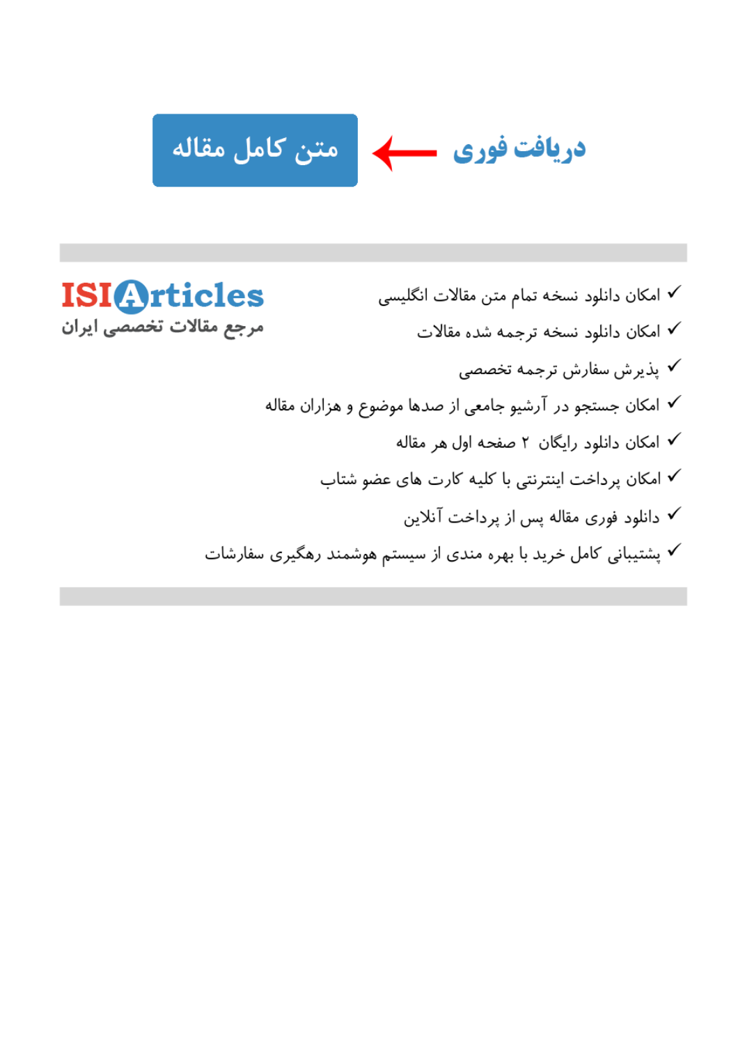دریافت فوری ← متن کامل مقاله

**ISIArticles**
مرجع مقالات تخصصی ایران

- ✓ امکان دانلود نسخه تمام متن مقالات انگلیسی
- ✓ امکان دانلود نسخه ترجمه شده مقالات
- ✓ پذیرش سفارش ترجمه تخصصی
- ✓ امکان جستجو در آرشیو جامعی از صدها موضوع و هزاران مقاله
- ✓ امکان دانلود رایگان ۲ صفحه اول هر مقاله
- ✓ امکان پرداخت اینترنتی با کلیه کارت های عضو شتاب
- ✓ دانلود فوری مقاله پس از پرداخت آنلاین
- ✓ پشتیبانی کامل خرید با بهره مندی از سیستم هوشمند رهگیری سفارشات